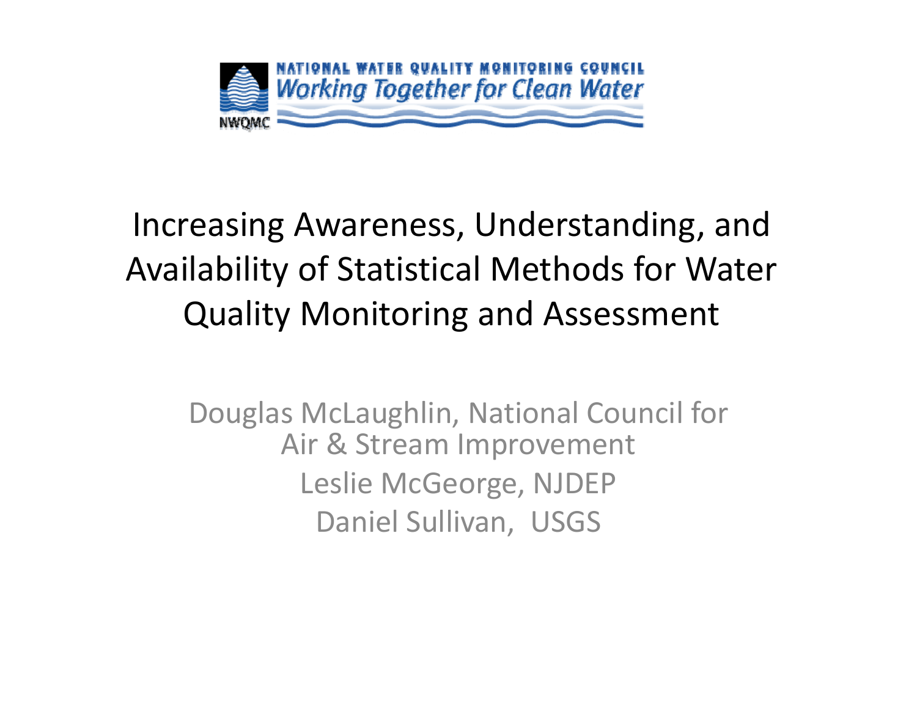NATIONAL WATER QUALITY MONITORING COUNCIL

*Working Together for Clean Water*

NWQMC

# Increasing Awareness, Understanding, and Availability of Statistical Methods for Water Quality Monitoring and Assessment

Douglas McLaughlin, National Council for Air & Stream Improvement

Leslie McGeorge, NJDEP

Daniel Sullivan, USGS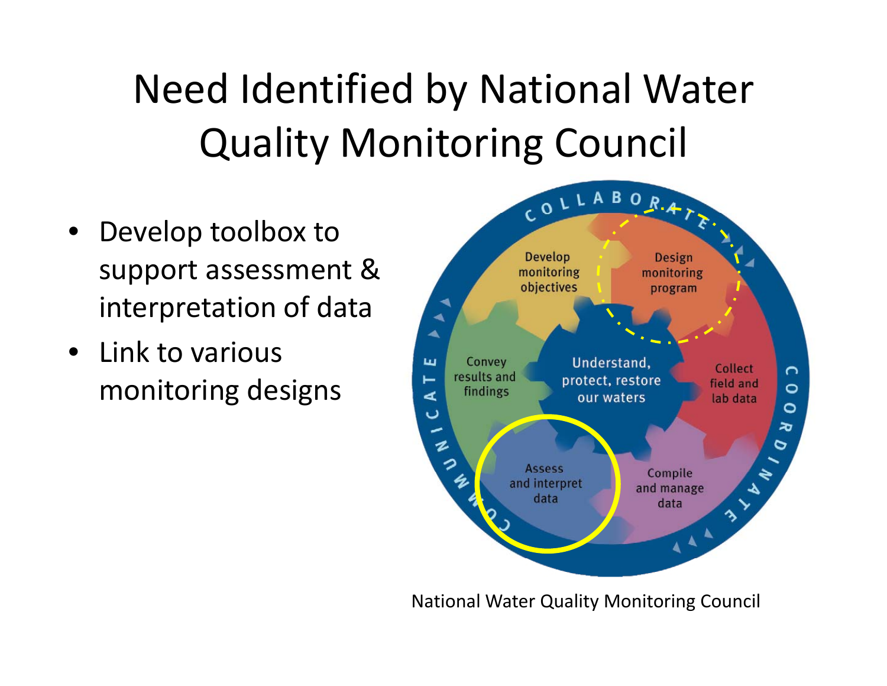# Need Identified by National Water Quality Monitoring Council

- Develop toolbox to support assessment & interpretation of data
- Link to various monitoring designs

National Water Quality Monitoring Council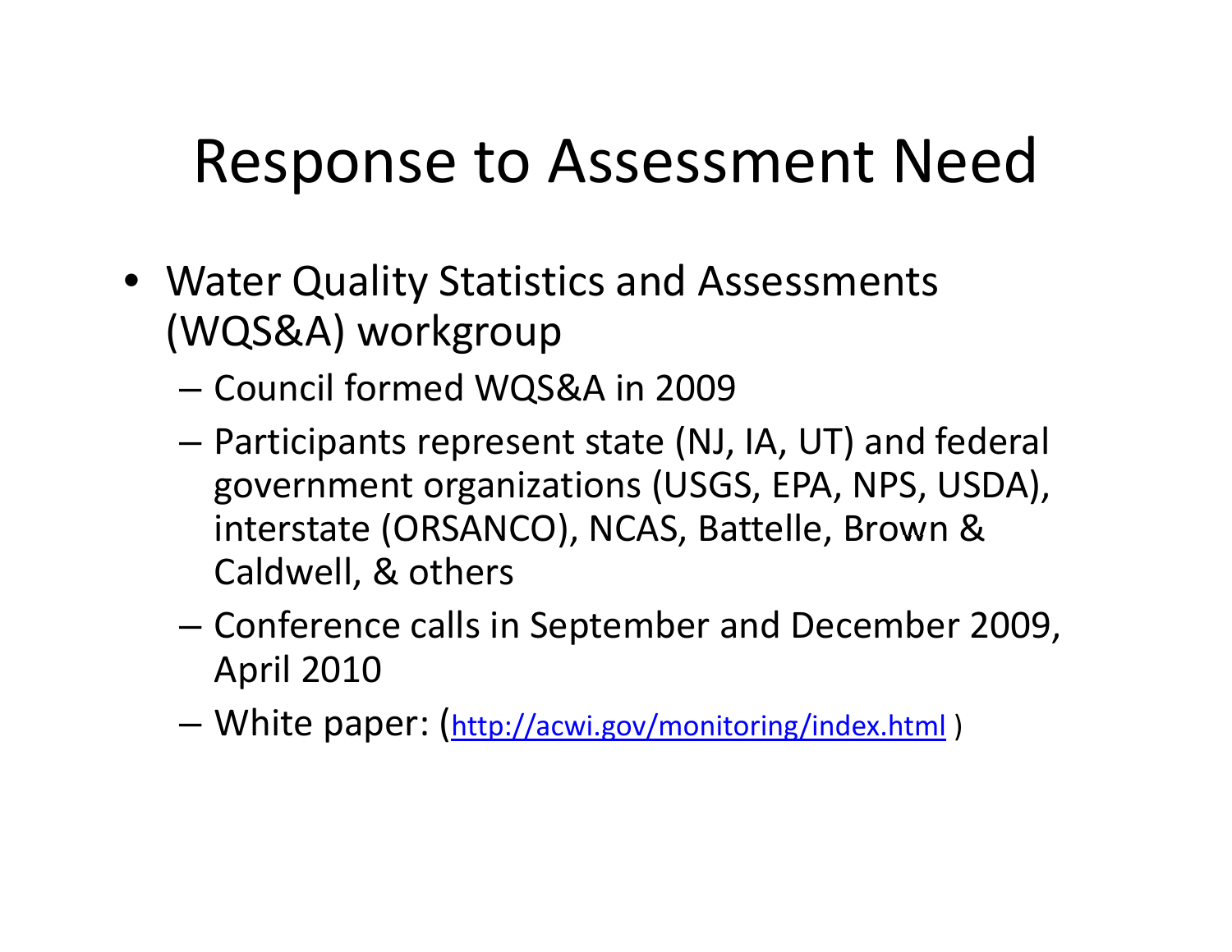# Response to Assessment Need

- Water Quality Statistics and Assessments (WQS&A) workgroup
  - Council formed WQS&A in 2009
  - Participants represent state (NJ, IA, UT) and federal government organizations (USGS, EPA, NPS, USDA), interstate (ORSANCO), NCAS, Battelle, Brown & Caldwell, & others
  - Conference calls in September and December 2009, April 2010
  - White paper: (http://acwi.gov/monitoring/index.html )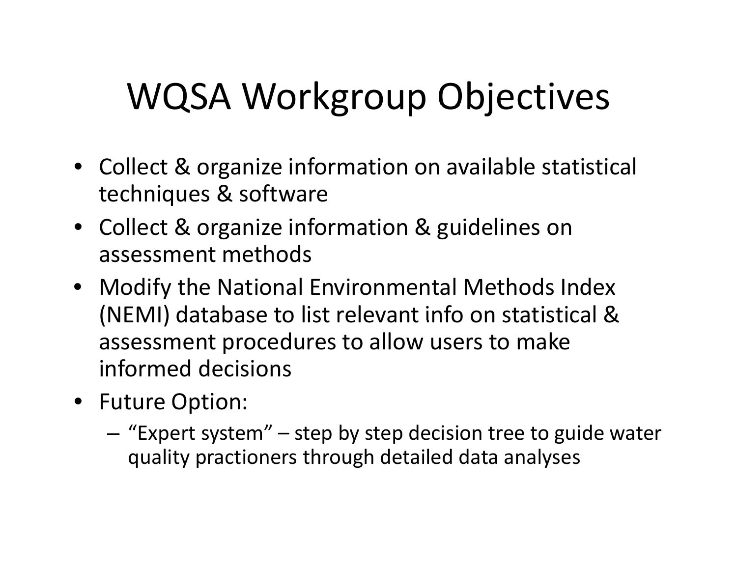# WQSA Workgroup Objectives

- Collect & organize information on available statistical techniques & software
- Collect & organize information & guidelines on assessment methods
- Modify the National Environmental Methods Index (NEMI) database to list relevant info on statistical & assessment procedures to allow users to make informed decisions
- Future Option:
  - "Expert system" – step by step decision tree to guide water quality practioners through detailed data analyses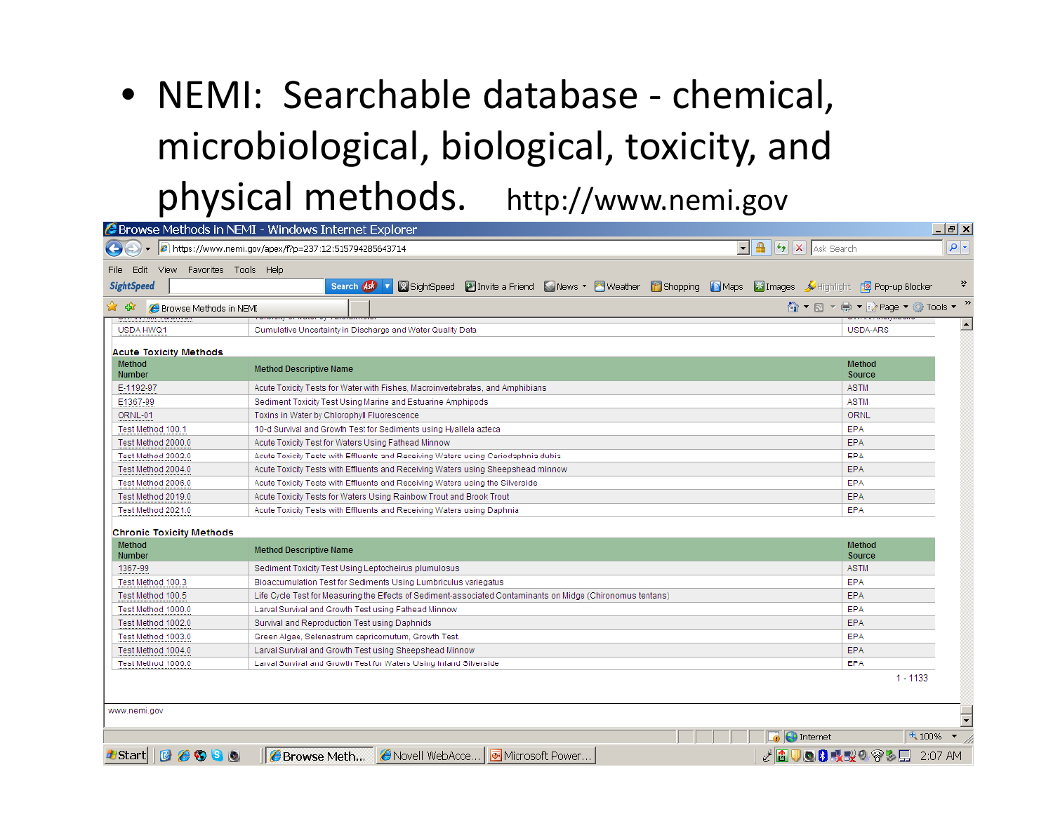- NEMI: Searchable database - chemical, microbiological, biological, toxicity, and physical methods. http://www.nemi.gov

| | | |
|---|---|---|
| USDA HWQ1 | Cumulative Uncertainty in Discharge and Water Quality Data | USDA-ARS |

**Acute Toxicity Methods**

| Method Number | Method Descriptive Name | Method Source |
|---|---|---|
| E-1192-97 | Acute Toxicity Tests for Water with Fishes, Macroinvertebrates, and Amphibians | ASTM |
| E1367-99 | Sediment Toxicity Test Using Marine and Estuarine Amphipods | ASTM |
| ORNL-01 | Toxins in Water by Chlorophyll Fluorescence | ORNL |
| Test Method 100.1 | 10-d Survival and Growth Test for Sediments using Hyallela azteca | EPA |
| Test Method 2000.0 | Acute Toxicity Test for Waters Using Fathead Minnow | EPA |
| Test Method 2002.0 | Acute Toxicity Tests with Effluents and Receiving Waters using Ceriodaphnia dubia | EPA |
| Test Method 2004.0 | Acute Toxicity Tests with Effluents and Receiving Waters using Sheepshead minnow | EPA |
| Test Method 2006.0 | Acute Toxicity Tests with Effluents and Receiving Waters using the Silverside | EPA |
| Test Method 2019.0 | Acute Toxicity Tests for Waters Using Rainbow Trout and Brook Trout | EPA |
| Test Method 2021.0 | Acute Toxicity Tests with Effluents and Receiving Waters using Daphnia | EPA |

**Chronic Toxicity Methods**

| Method Number | Method Descriptive Name | Method Source |
|---|---|---|
| 1367-99 | Sediment Toxicity Test Using Leptocheirus plumulosus | ASTM |
| Test Method 100.3 | Bioaccumulation Test for Sediments Using Lumbriculus variegatus | EPA |
| Test Method 100.5 | Life Cycle Test for Measuring the Effects of Sediment-associated Contaminants on Midge (Chironomus tentans) | EPA |
| Test Method 1000.0 | Larval Survival and Growth Test using Fathead Minnow | EPA |
| Test Method 1002.0 | Survival and Reproduction Test using Daphnids | EPA |
| Test Method 1003.0 | Green Algae, Selenastrum capricornutum, Growth Test. | EPA |
| Test Method 1004.0 | Larval Survival and Growth Test using Sheepshead Minnow | EPA |
| Test Method 1006.0 | Larval Survival and Growth Test for Waters Using Inland Silverside | EPA |

1 - 1133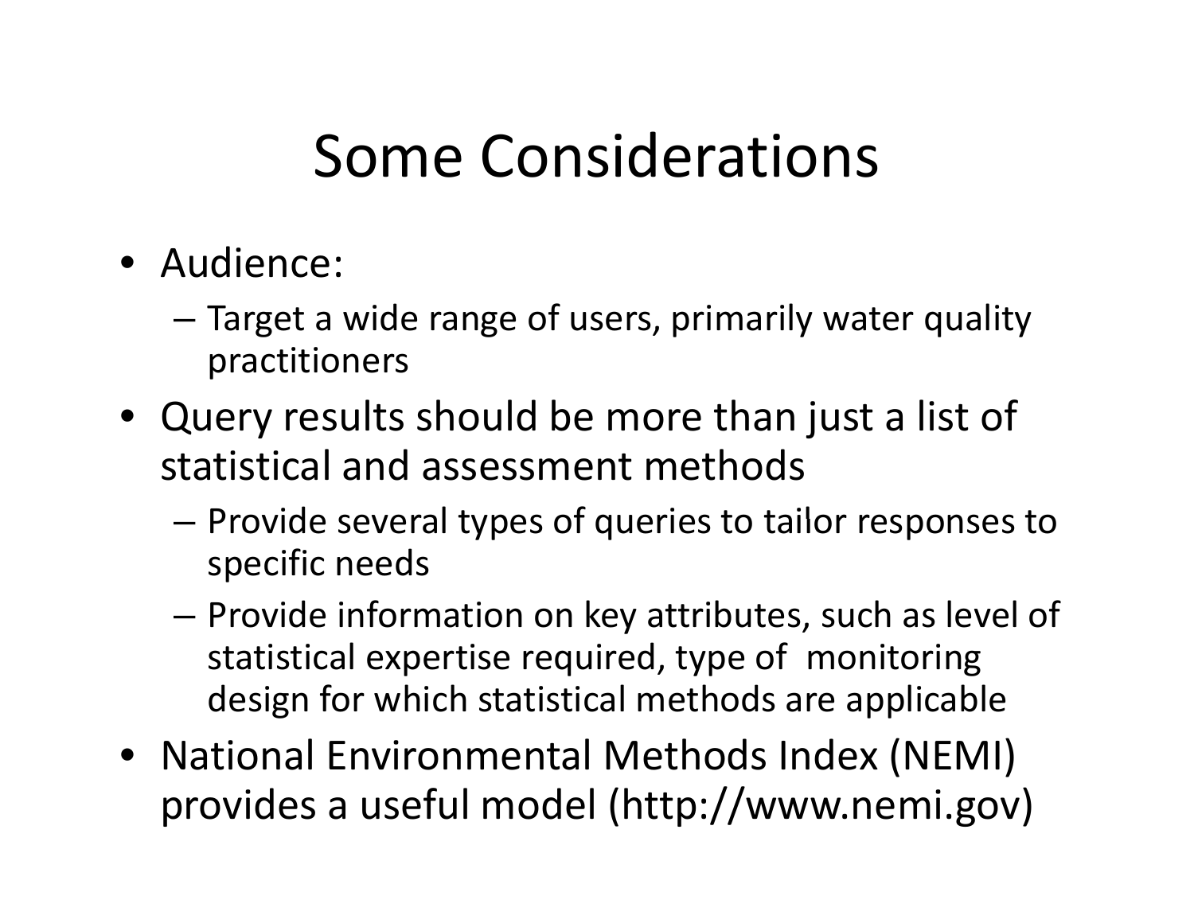# Some Considerations

- Audience:
  - Target a wide range of users, primarily water quality practitioners
- Query results should be more than just a list of statistical and assessment methods
  - Provide several types of queries to tailor responses to specific needs
  - Provide information on key attributes, such as level of statistical expertise required, type of monitoring design for which statistical methods are applicable
- National Environmental Methods Index (NEMI) provides a useful model (http://www.nemi.gov)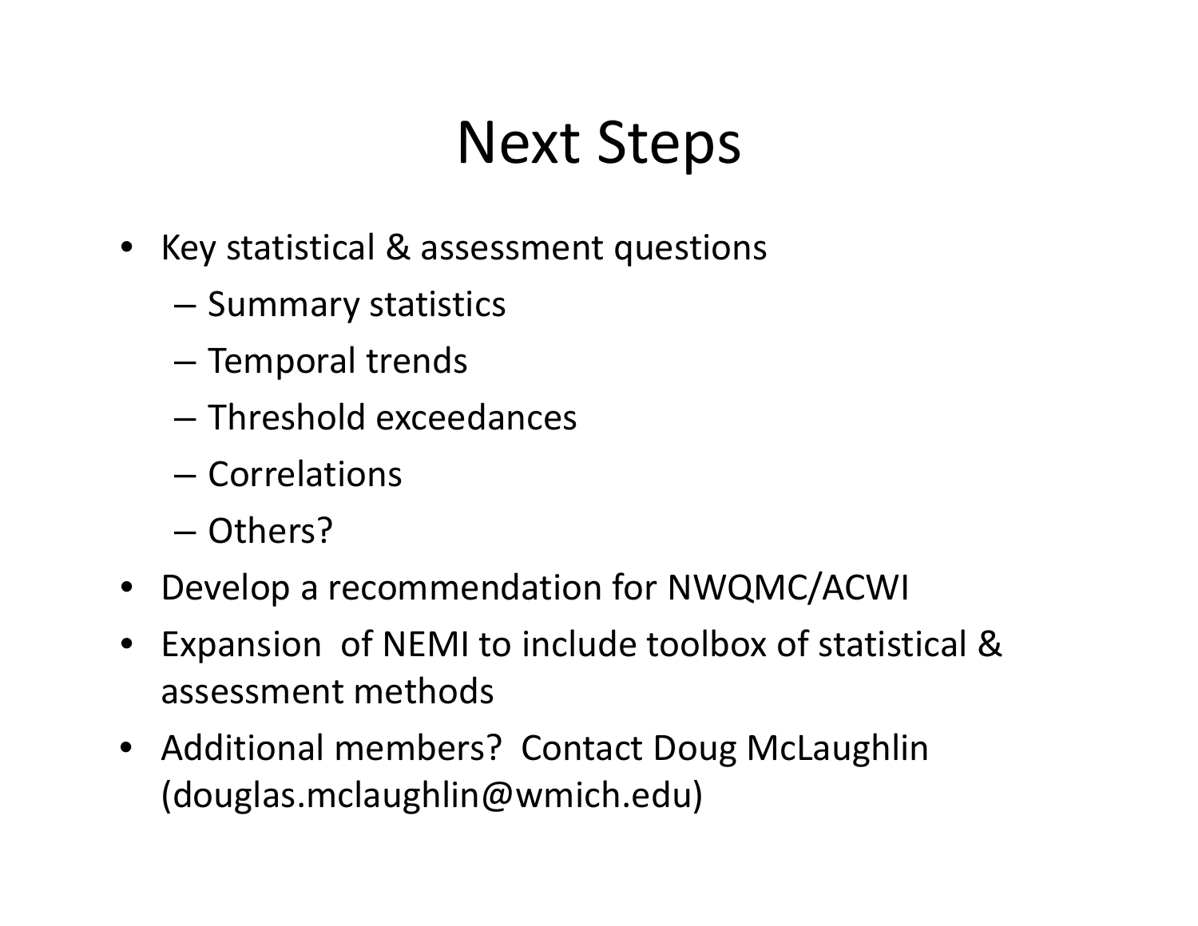# Next Steps

- Key statistical & assessment questions
  - Summary statistics
  - Temporal trends
  - Threshold exceedances
  - Correlations
  - Others?
- Develop a recommendation for NWQMC/ACWI
- Expansion of NEMI to include toolbox of statistical & assessment methods
- Additional members? Contact Doug McLaughlin (douglas.mclaughlin@wmich.edu)